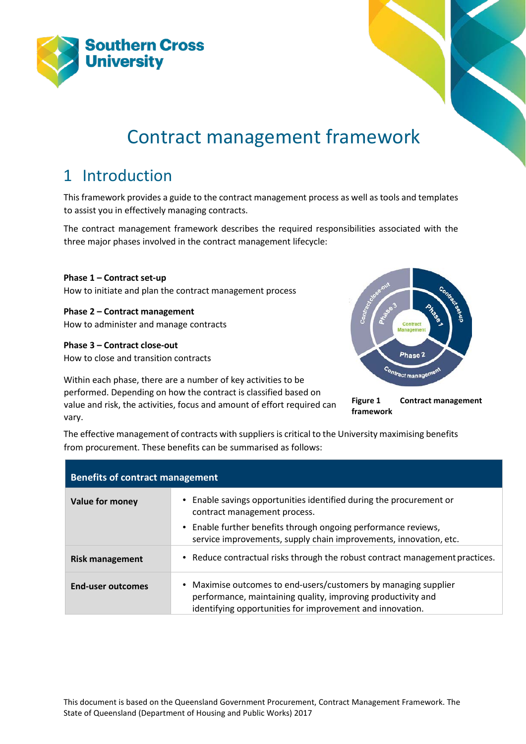# Contract management framework

## 1 Introduction

This framework provides a guide to the contract management process as well as tools and templates to assist you in effectively managing contracts.

The contract management framework describes the required responsibilities associated with the three major phases involved in the contract management lifecycle:

**Phase 1 – Contract set-up**
How to initiate and plan the contract management process

**Phase 2 – Contract management**
How to administer and manage contracts

**Phase 3 – Contract close-out**
How to close and transition contracts

Within each phase, there are a number of key activities to be performed. Depending on how the contract is classified based on value and risk, the activities, focus and amount of effort required can vary.

**Figure 1 Contract management framework**

The effective management of contracts with suppliers is critical to the University maximising benefits from procurement. These benefits can be summarised as follows:

| Benefits of contract management | |
|---|---|
| **Value for money** | • Enable savings opportunities identified during the procurement or contract management process.<br>• Enable further benefits through ongoing performance reviews, service improvements, supply chain improvements, innovation, etc. |
| **Risk management** | • Reduce contractual risks through the robust contract management practices. |
| **End-user outcomes** | • Maximise outcomes to end-users/customers by managing supplier performance, maintaining quality, improving productivity and identifying opportunities for improvement and innovation. |

This document is based on the Queensland Government Procurement, Contract Management Framework. The State of Queensland (Department of Housing and Public Works) 2017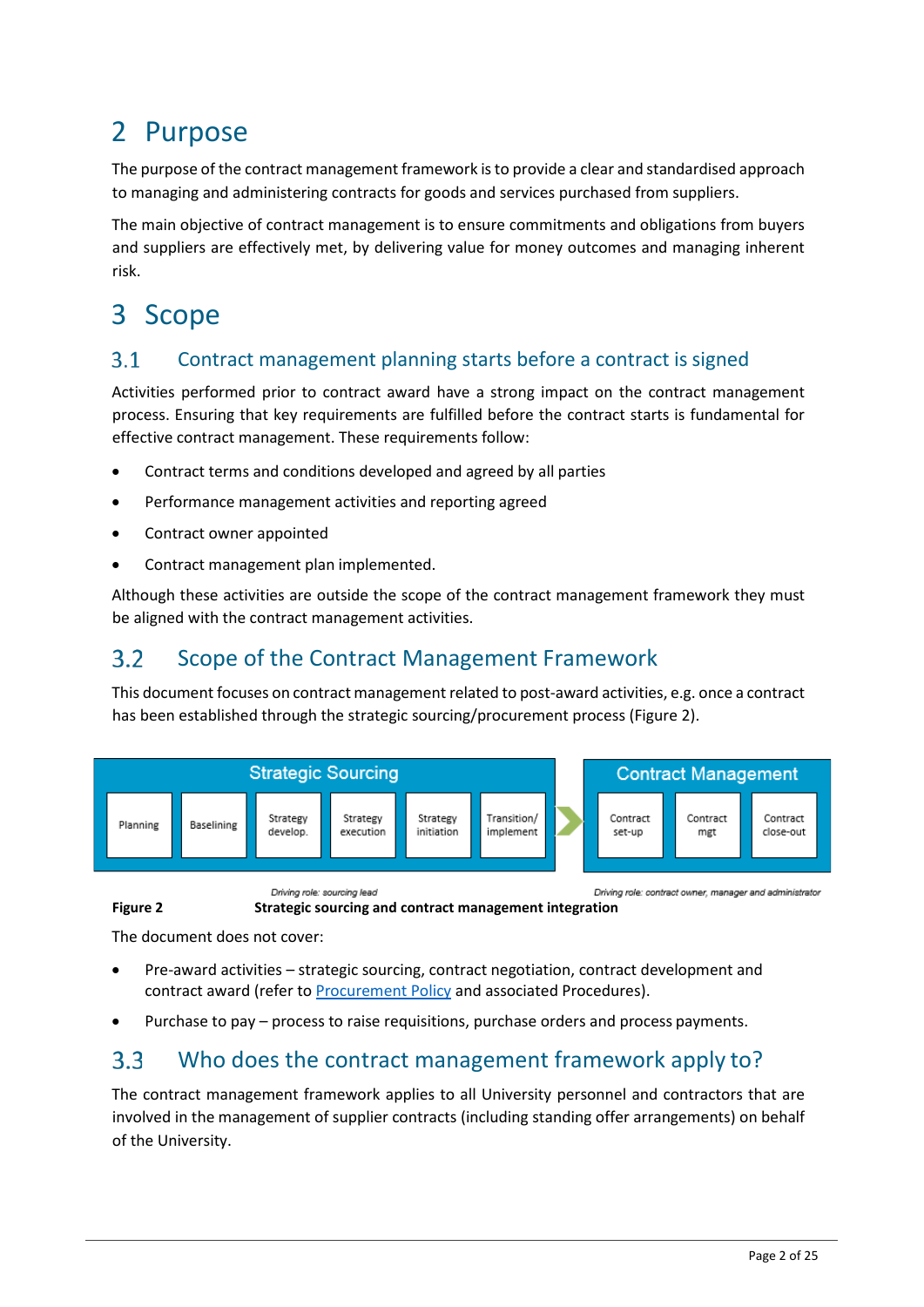# 2 Purpose

The purpose of the contract management framework is to provide a clear and standardised approach to managing and administering contracts for goods and services purchased from suppliers.

The main objective of contract management is to ensure commitments and obligations from buyers and suppliers are effectively met, by delivering value for money outcomes and managing inherent risk.

# 3 Scope

## 3.1 Contract management planning starts before a contract is signed

Activities performed prior to contract award have a strong impact on the contract management process. Ensuring that key requirements are fulfilled before the contract starts is fundamental for effective contract management. These requirements follow:

- Contract terms and conditions developed and agreed by all parties
- Performance management activities and reporting agreed
- Contract owner appointed
- Contract management plan implemented.

Although these activities are outside the scope of the contract management framework they must be aligned with the contract management activities.

## 3.2 Scope of the Contract Management Framework

This document focuses on contract management related to post-award activities, e.g. once a contract has been established through the strategic sourcing/procurement process (Figure 2).

| Strategic Sourcing | | | | | | Contract Management | | |
|---|---|---|---|---|---|---|---|---|
| Planning | Baselining | Strategy develop. | Strategy execution | Strategy initiation | Transition/ implement | Contract set-up | Contract mgt | Contract close-out |

*Driving role: sourcing lead* — *Driving role: contract owner, manager and administrator*

**Figure 2** **Strategic sourcing and contract management integration**

The document does not cover:

- Pre-award activities – strategic sourcing, contract negotiation, contract development and contract award (refer to Procurement Policy and associated Procedures).
- Purchase to pay – process to raise requisitions, purchase orders and process payments.

## 3.3 Who does the contract management framework apply to?

The contract management framework applies to all University personnel and contractors that are involved in the management of supplier contracts (including standing offer arrangements) on behalf of the University.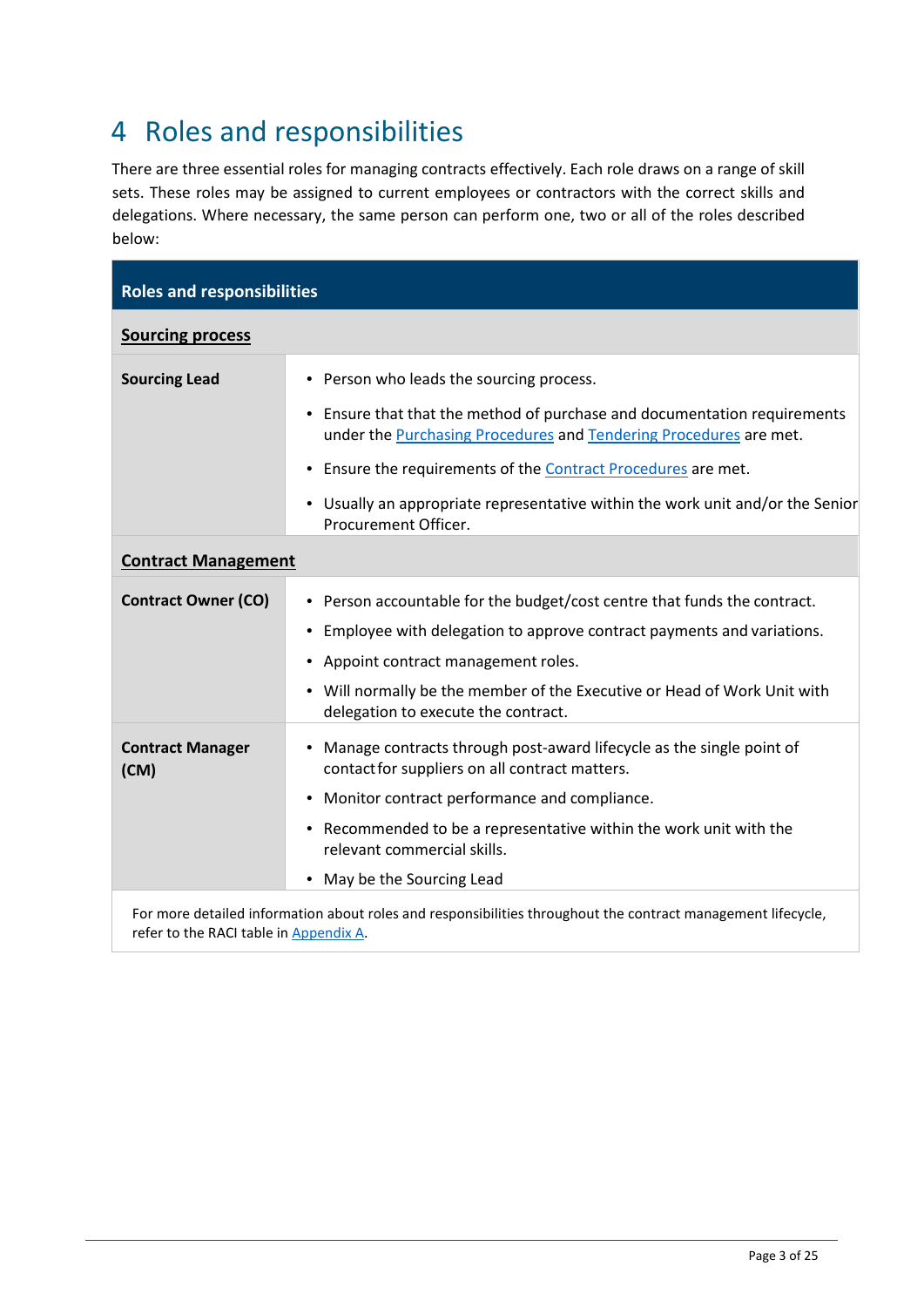# 4 Roles and responsibilities

There are three essential roles for managing contracts effectively. Each role draws on a range of skill sets. These roles may be assigned to current employees or contractors with the correct skills and delegations. Where necessary, the same person can perform one, two or all of the roles described below:

| Roles and responsibilities | |
|---|---|
| **Sourcing process** | |
| **Sourcing Lead** | • Person who leads the sourcing process.<br>• Ensure that that the method of purchase and documentation requirements under the Purchasing Procedures and Tendering Procedures are met.<br>• Ensure the requirements of the Contract Procedures are met.<br>• Usually an appropriate representative within the work unit and/or the Senior Procurement Officer. |
| **Contract Management** | |
| **Contract Owner (CO)** | • Person accountable for the budget/cost centre that funds the contract.<br>• Employee with delegation to approve contract payments and variations.<br>• Appoint contract management roles.<br>• Will normally be the member of the Executive or Head of Work Unit with delegation to execute the contract. |
| **Contract Manager (CM)** | • Manage contracts through post-award lifecycle as the single point of contact for suppliers on all contract matters.<br>• Monitor contract performance and compliance.<br>• Recommended to be a representative within the work unit with the relevant commercial skills.<br>• May be the Sourcing Lead |
| For more detailed information about roles and responsibilities throughout the contract management lifecycle, refer to the RACI table in Appendix A. | |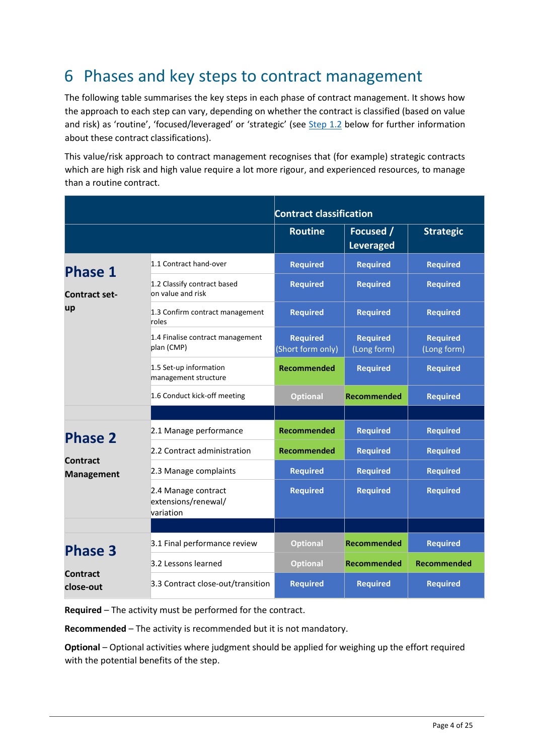# 6 Phases and key steps to contract management

The following table summarises the key steps in each phase of contract management. It shows how the approach to each step can vary, depending on whether the contract is classified (based on value and risk) as 'routine', 'focused/leveraged' or 'strategic' (see Step 1.2 below for further information about these contract classifications).

This value/risk approach to contract management recognises that (for example) strategic contracts which are high risk and high value require a lot more rigour, and experienced resources, to manage than a routine contract.

| | | Contract classification | | |
|---|---|---|---|---|
| | | **Routine** | **Focused / Leveraged** | **Strategic** |
| **Phase 1** Contract set-up | 1.1 Contract hand-over | **Required** | **Required** | **Required** |
| | 1.2 Classify contract based on value and risk | **Required** | **Required** | **Required** |
| | 1.3 Confirm contract management roles | **Required** | **Required** | **Required** |
| | 1.4 Finalise contract management plan (CMP) | **Required** (Short form only) | **Required** (Long form) | **Required** (Long form) |
| | 1.5 Set-up information management structure | **Recommended** | **Required** | **Required** |
| | 1.6 Conduct kick-off meeting | **Optional** | **Recommended** | **Required** |
| **Phase 2** Contract Management | 2.1 Manage performance | **Recommended** | **Required** | **Required** |
| | 2.2 Contract administration | **Recommended** | **Required** | **Required** |
| | 2.3 Manage complaints | **Required** | **Required** | **Required** |
| | 2.4 Manage contract extensions/renewal/variation | **Required** | **Required** | **Required** |
| **Phase 3** Contract close-out | 3.1 Final performance review | **Optional** | **Recommended** | **Required** |
| | 3.2 Lessons learned | **Optional** | **Recommended** | **Recommended** |
| | 3.3 Contract close-out/transition | **Required** | **Required** | **Required** |

**Required** – The activity must be performed for the contract.

**Recommended** – The activity is recommended but it is not mandatory.

**Optional** – Optional activities where judgment should be applied for weighing up the effort required with the potential benefits of the step.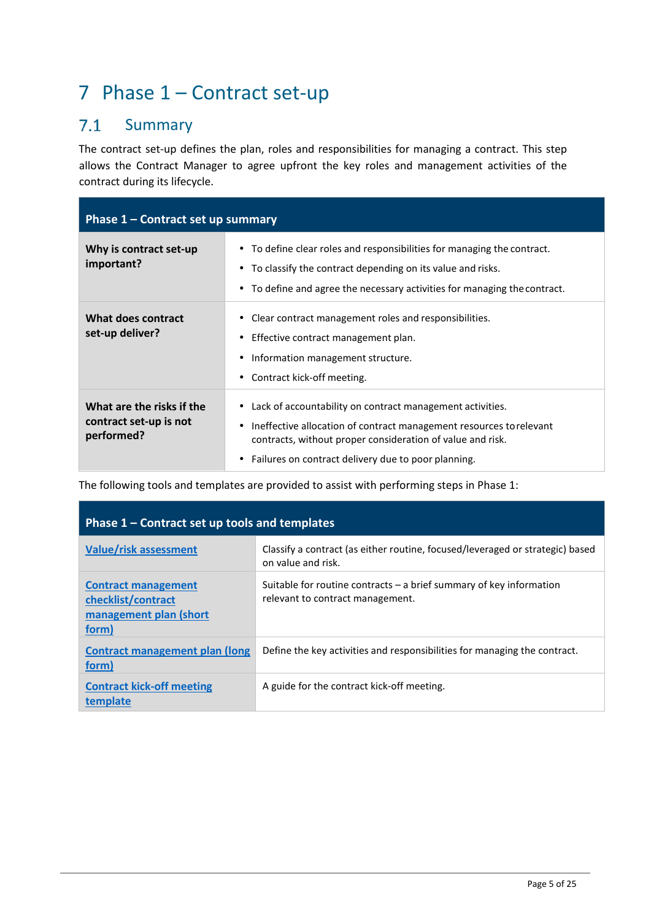# 7 Phase 1 – Contract set-up

## 7.1 Summary

The contract set-up defines the plan, roles and responsibilities for managing a contract. This step allows the Contract Manager to agree upfront the key roles and management activities of the contract during its lifecycle.

| Phase 1 – Contract set up summary | |
|---|---|
| **Why is contract set-up important?** | • To define clear roles and responsibilities for managing the contract.<br>• To classify the contract depending on its value and risks.<br>• To define and agree the necessary activities for managing the contract. |
| **What does contract set-up deliver?** | • Clear contract management roles and responsibilities.<br>• Effective contract management plan.<br>• Information management structure.<br>• Contract kick-off meeting. |
| **What are the risks if the contract set-up is not performed?** | • Lack of accountability on contract management activities.<br>• Ineffective allocation of contract management resources to relevant contracts, without proper consideration of value and risk.<br>• Failures on contract delivery due to poor planning. |

The following tools and templates are provided to assist with performing steps in Phase 1:

| Phase 1 – Contract set up tools and templates | |
|---|---|
| **Value/risk assessment** | Classify a contract (as either routine, focused/leveraged or strategic) based on value and risk. |
| **Contract management checklist/contract management plan (short form)** | Suitable for routine contracts – a brief summary of key information relevant to contract management. |
| **Contract management plan (long form)** | Define the key activities and responsibilities for managing the contract. |
| **Contract kick-off meeting template** | A guide for the contract kick-off meeting. |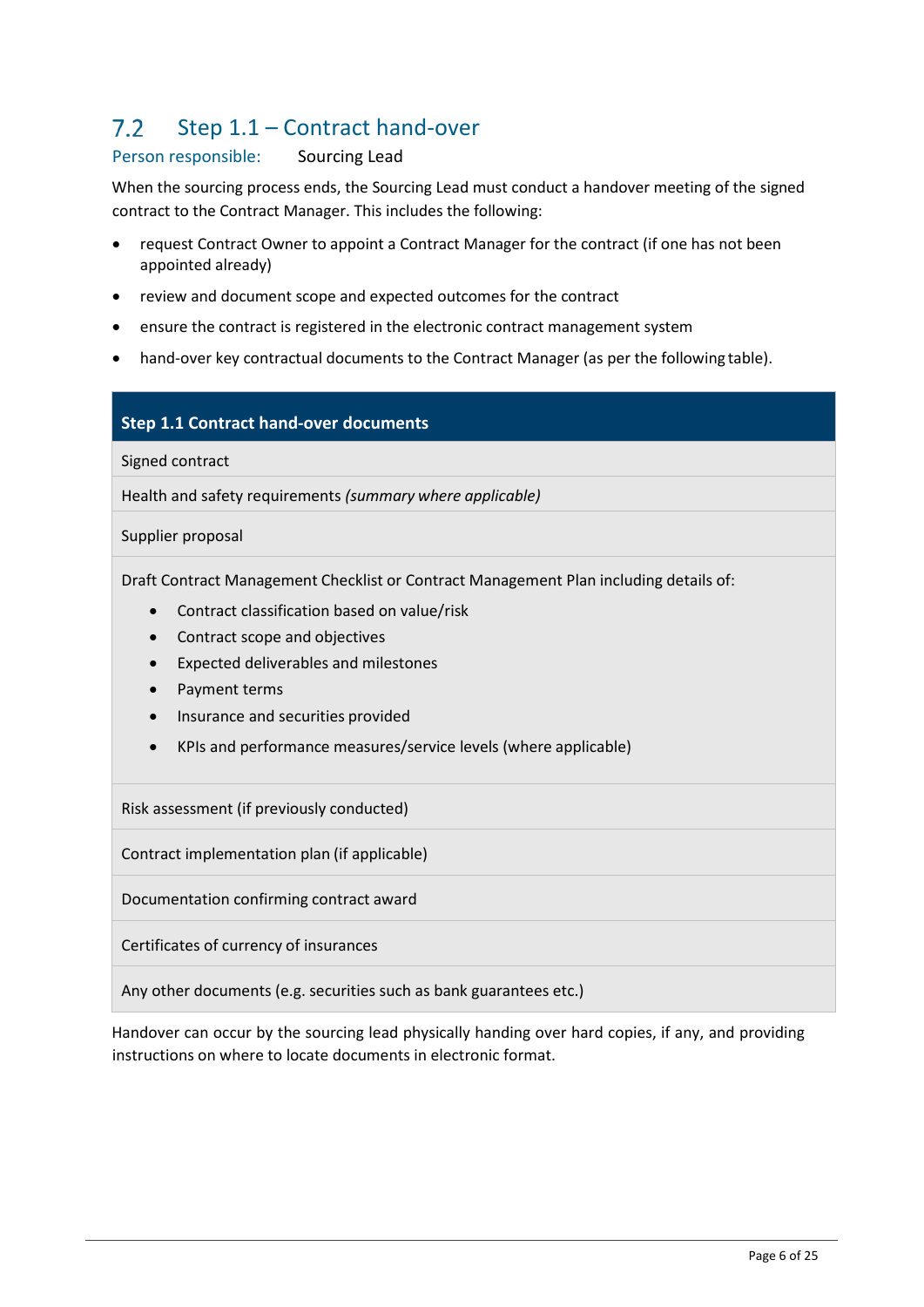## 7.2 Step 1.1 – Contract hand-over

Person responsible: Sourcing Lead

When the sourcing process ends, the Sourcing Lead must conduct a handover meeting of the signed contract to the Contract Manager. This includes the following:

- request Contract Owner to appoint a Contract Manager for the contract (if one has not been appointed already)
- review and document scope and expected outcomes for the contract
- ensure the contract is registered in the electronic contract management system
- hand-over key contractual documents to the Contract Manager (as per the following table).

| **Step 1.1 Contract hand-over documents** |
|---|
| Signed contract |
| Health and safety requirements *(summary where applicable)* |
| Supplier proposal |
| Draft Contract Management Checklist or Contract Management Plan including details of:<br>• Contract classification based on value/risk<br>• Contract scope and objectives<br>• Expected deliverables and milestones<br>• Payment terms<br>• Insurance and securities provided<br>• KPIs and performance measures/service levels (where applicable) |
| Risk assessment (if previously conducted) |
| Contract implementation plan (if applicable) |
| Documentation confirming contract award |
| Certificates of currency of insurances |
| Any other documents (e.g. securities such as bank guarantees etc.) |

Handover can occur by the sourcing lead physically handing over hard copies, if any, and providing instructions on where to locate documents in electronic format.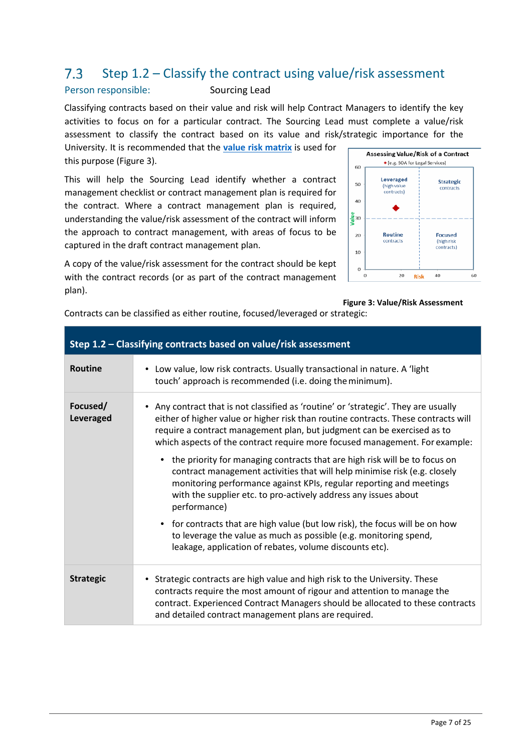## 7.3 Step 1.2 – Classify the contract using value/risk assessment

Person responsible: Sourcing Lead

Classifying contracts based on their value and risk will help Contract Managers to identify the key activities to focus on for a particular contract. The Sourcing Lead must complete a value/risk assessment to classify the contract based on its value and risk/strategic importance for the University. It is recommended that the **value risk matrix** is used for this purpose (Figure 3).

This will help the Sourcing Lead identify whether a contract management checklist or contract management plan is required for the contract. Where a contract management plan is required, understanding the value/risk assessment of the contract will inform the approach to contract management, with areas of focus to be captured in the draft contract management plan.

A copy of the value/risk assessment for the contract should be kept with the contract records (or as part of the contract management plan).

**Figure 3: Value/Risk Assessment**

Contracts can be classified as either routine, focused/leveraged or strategic:

| Step 1.2 – Classifying contracts based on value/risk assessment | |
|---|---|
| **Routine** | • Low value, low risk contracts. Usually transactional in nature. A 'light touch' approach is recommended (i.e. doing the minimum). |
| **Focused/ Leveraged** | • Any contract that is not classified as 'routine' or 'strategic'. They are usually either of higher value or higher risk than routine contracts. These contracts will require a contract management plan, but judgment can be exercised as to which aspects of the contract require more focused management. For example:<br>• the priority for managing contracts that are high risk will be to focus on contract management activities that will help minimise risk (e.g. closely monitoring performance against KPIs, regular reporting and meetings with the supplier etc. to pro-actively address any issues about performance)<br>• for contracts that are high value (but low risk), the focus will be on how to leverage the value as much as possible (e.g. monitoring spend, leakage, application of rebates, volume discounts etc). |
| **Strategic** | • Strategic contracts are high value and high risk to the University. These contracts require the most amount of rigour and attention to manage the contract. Experienced Contract Managers should be allocated to these contracts and detailed contract management plans are required. |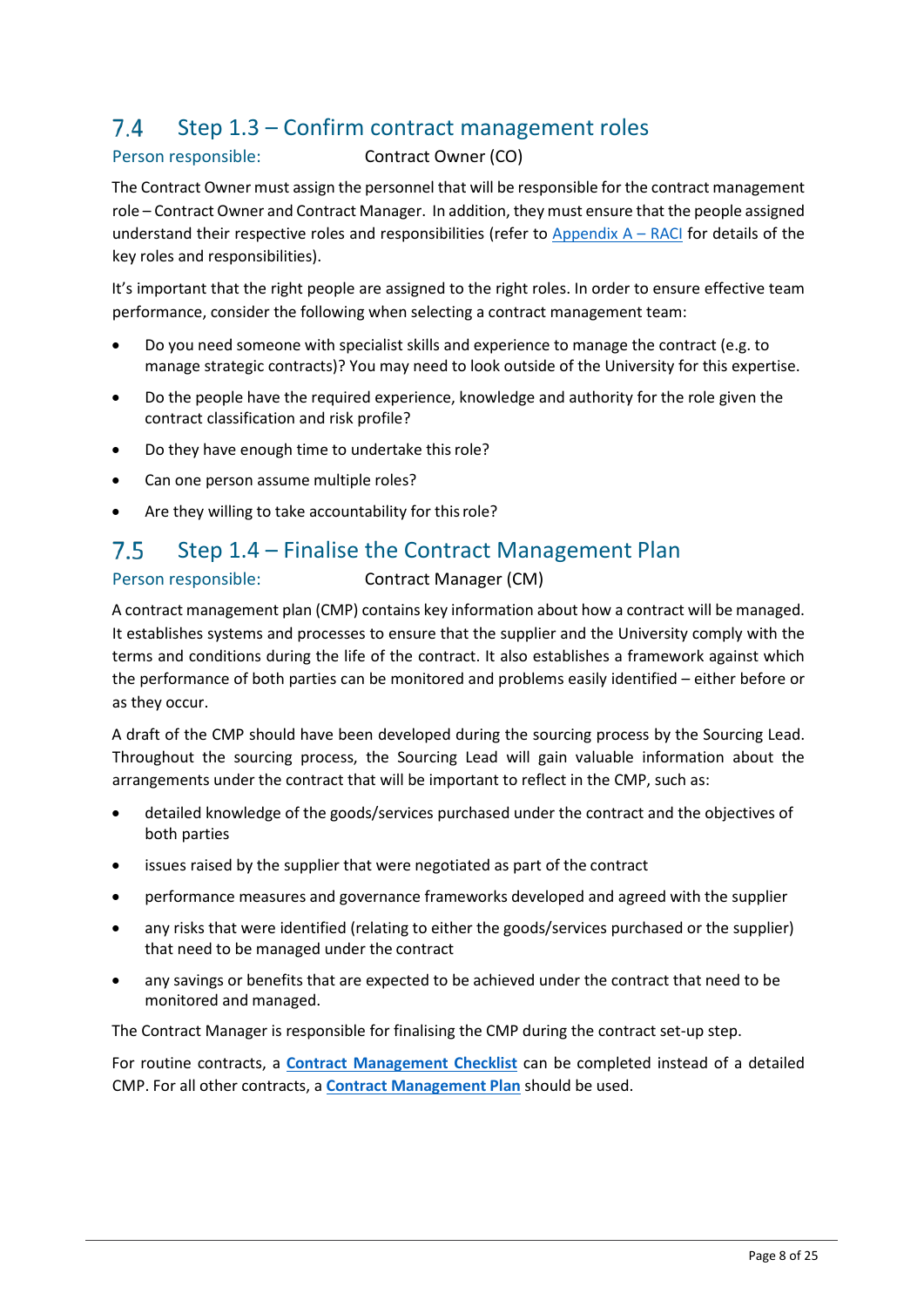## 7.4 Step 1.3 – Confirm contract management roles

Person responsible: Contract Owner (CO)

The Contract Owner must assign the personnel that will be responsible for the contract management role – Contract Owner and Contract Manager. In addition, they must ensure that the people assigned understand their respective roles and responsibilities (refer to [Appendix A – RACI] for details of the key roles and responsibilities).

It's important that the right people are assigned to the right roles. In order to ensure effective team performance, consider the following when selecting a contract management team:

- Do you need someone with specialist skills and experience to manage the contract (e.g. to manage strategic contracts)? You may need to look outside of the University for this expertise.
- Do the people have the required experience, knowledge and authority for the role given the contract classification and risk profile?
- Do they have enough time to undertake this role?
- Can one person assume multiple roles?
- Are they willing to take accountability for this role?

## 7.5 Step 1.4 – Finalise the Contract Management Plan

Person responsible: Contract Manager (CM)

A contract management plan (CMP) contains key information about how a contract will be managed. It establishes systems and processes to ensure that the supplier and the University comply with the terms and conditions during the life of the contract. It also establishes a framework against which the performance of both parties can be monitored and problems easily identified – either before or as they occur.

A draft of the CMP should have been developed during the sourcing process by the Sourcing Lead. Throughout the sourcing process, the Sourcing Lead will gain valuable information about the arrangements under the contract that will be important to reflect in the CMP, such as:

- detailed knowledge of the goods/services purchased under the contract and the objectives of both parties
- issues raised by the supplier that were negotiated as part of the contract
- performance measures and governance frameworks developed and agreed with the supplier
- any risks that were identified (relating to either the goods/services purchased or the supplier) that need to be managed under the contract
- any savings or benefits that are expected to be achieved under the contract that need to be monitored and managed.

The Contract Manager is responsible for finalising the CMP during the contract set-up step.

For routine contracts, a **Contract Management Checklist** can be completed instead of a detailed CMP. For all other contracts, a **Contract Management Plan** should be used.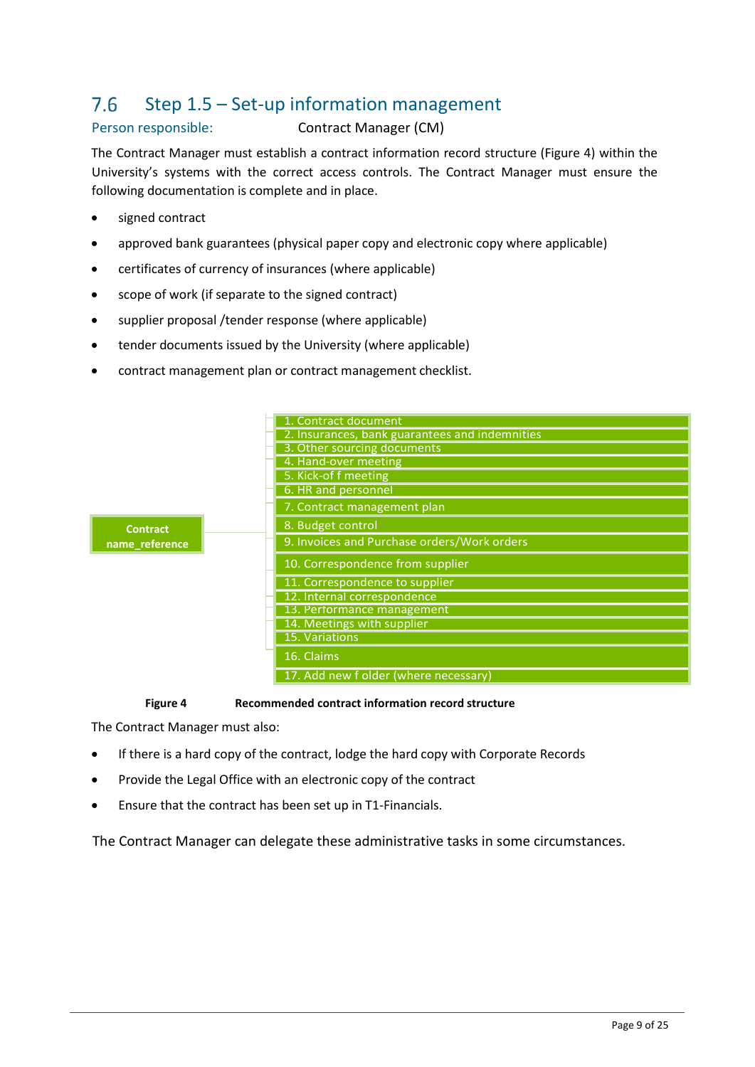## 7.6 Step 1.5 – Set-up information management

Person responsible: Contract Manager (CM)

The Contract Manager must establish a contract information record structure (Figure 4) within the University's systems with the correct access controls. The Contract Manager must ensure the following documentation is complete and in place.

- signed contract
- approved bank guarantees (physical paper copy and electronic copy where applicable)
- certificates of currency of insurances (where applicable)
- scope of work (if separate to the signed contract)
- supplier proposal /tender response (where applicable)
- tender documents issued by the University (where applicable)
- contract management plan or contract management checklist.

**Contract name_reference**

1. Contract document
2. Insurances, bank guarantees and indemnities
3. Other sourcing documents
4. Hand-over meeting
5. Kick-of f meeting
6. HR and personnel
7. Contract management plan
8. Budget control
9. Invoices and Purchase orders/Work orders
10. Correspondence from supplier
11. Correspondence to supplier
12. Internal correspondence
13. Performance management
14. Meetings with supplier
15. Variations
16. Claims
17. Add new f older (where necessary)

**Figure 4 Recommended contract information record structure**

The Contract Manager must also:

- If there is a hard copy of the contract, lodge the hard copy with Corporate Records
- Provide the Legal Office with an electronic copy of the contract
- Ensure that the contract has been set up in T1-Financials.

The Contract Manager can delegate these administrative tasks in some circumstances.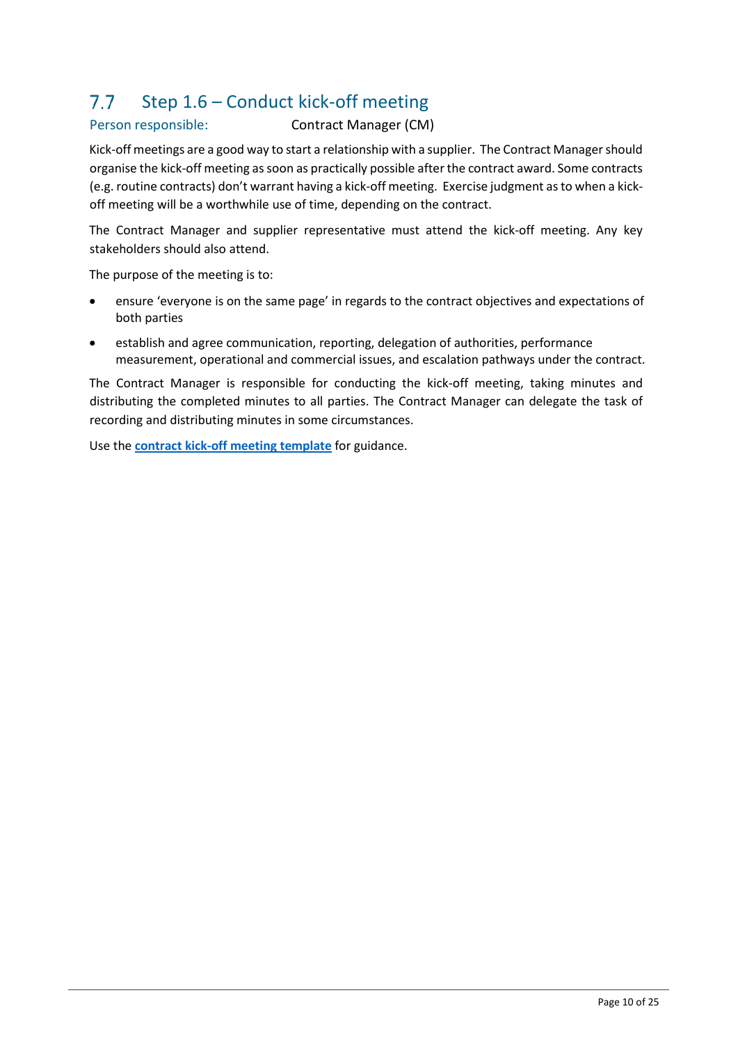## 7.7 Step 1.6 – Conduct kick-off meeting

Person responsible: Contract Manager (CM)

Kick-off meetings are a good way to start a relationship with a supplier. The Contract Manager should organise the kick-off meeting as soon as practically possible after the contract award. Some contracts (e.g. routine contracts) don't warrant having a kick-off meeting. Exercise judgment as to when a kick-off meeting will be a worthwhile use of time, depending on the contract.

The Contract Manager and supplier representative must attend the kick-off meeting. Any key stakeholders should also attend.

The purpose of the meeting is to:

- ensure 'everyone is on the same page' in regards to the contract objectives and expectations of both parties
- establish and agree communication, reporting, delegation of authorities, performance measurement, operational and commercial issues, and escalation pathways under the contract.

The Contract Manager is responsible for conducting the kick-off meeting, taking minutes and distributing the completed minutes to all parties. The Contract Manager can delegate the task of recording and distributing minutes in some circumstances.

Use the **contract kick-off meeting template** for guidance.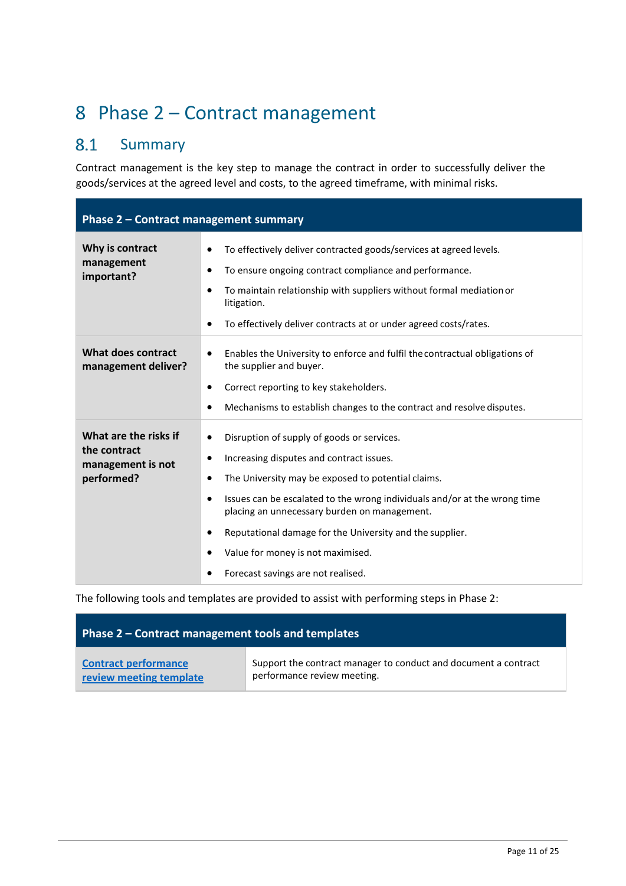# 8 Phase 2 – Contract management

## 8.1 Summary

Contract management is the key step to manage the contract in order to successfully deliver the goods/services at the agreed level and costs, to the agreed timeframe, with minimal risks.

| Phase 2 – Contract management summary | |
|---|---|
| **Why is contract management important?** | • To effectively deliver contracted goods/services at agreed levels.<br>• To ensure ongoing contract compliance and performance.<br>• To maintain relationship with suppliers without formal mediation or litigation.<br>• To effectively deliver contracts at or under agreed costs/rates. |
| **What does contract management deliver?** | • Enables the University to enforce and fulfil the contractual obligations of the supplier and buyer.<br>• Correct reporting to key stakeholders.<br>• Mechanisms to establish changes to the contract and resolve disputes. |
| **What are the risks if the contract management is not performed?** | • Disruption of supply of goods or services.<br>• Increasing disputes and contract issues.<br>• The University may be exposed to potential claims.<br>• Issues can be escalated to the wrong individuals and/or at the wrong time placing an unnecessary burden on management.<br>• Reputational damage for the University and the supplier.<br>• Value for money is not maximised.<br>• Forecast savings are not realised. |

The following tools and templates are provided to assist with performing steps in Phase 2:

| Phase 2 – Contract management tools and templates | |
|---|---|
| **Contract performance review meeting template** | Support the contract manager to conduct and document a contract performance review meeting. |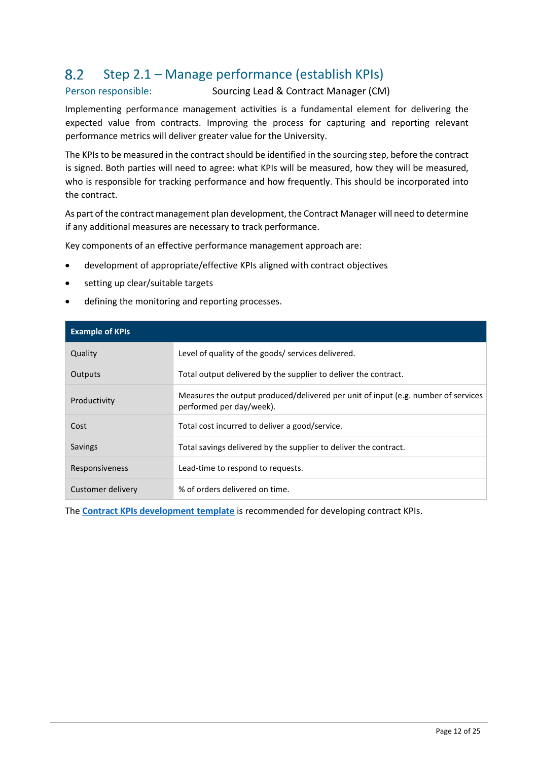## 8.2 Step 2.1 – Manage performance (establish KPIs)

Person responsible: Sourcing Lead & Contract Manager (CM)

Implementing performance management activities is a fundamental element for delivering the expected value from contracts. Improving the process for capturing and reporting relevant performance metrics will deliver greater value for the University.

The KPIs to be measured in the contract should be identified in the sourcing step, before the contract is signed. Both parties will need to agree: what KPIs will be measured, how they will be measured, who is responsible for tracking performance and how frequently. This should be incorporated into the contract.

As part of the contract management plan development, the Contract Manager will need to determine if any additional measures are necessary to track performance.

Key components of an effective performance management approach are:

- development of appropriate/effective KPIs aligned with contract objectives
- setting up clear/suitable targets
- defining the monitoring and reporting processes.

| **Example of KPIs** | |
|---|---|
| Quality | Level of quality of the goods/ services delivered. |
| Outputs | Total output delivered by the supplier to deliver the contract. |
| Productivity | Measures the output produced/delivered per unit of input (e.g. number of services performed per day/week). |
| Cost | Total cost incurred to deliver a good/service. |
| Savings | Total savings delivered by the supplier to deliver the contract. |
| Responsiveness | Lead-time to respond to requests. |
| Customer delivery | % of orders delivered on time. |

The **Contract KPIs development template** is recommended for developing contract KPIs.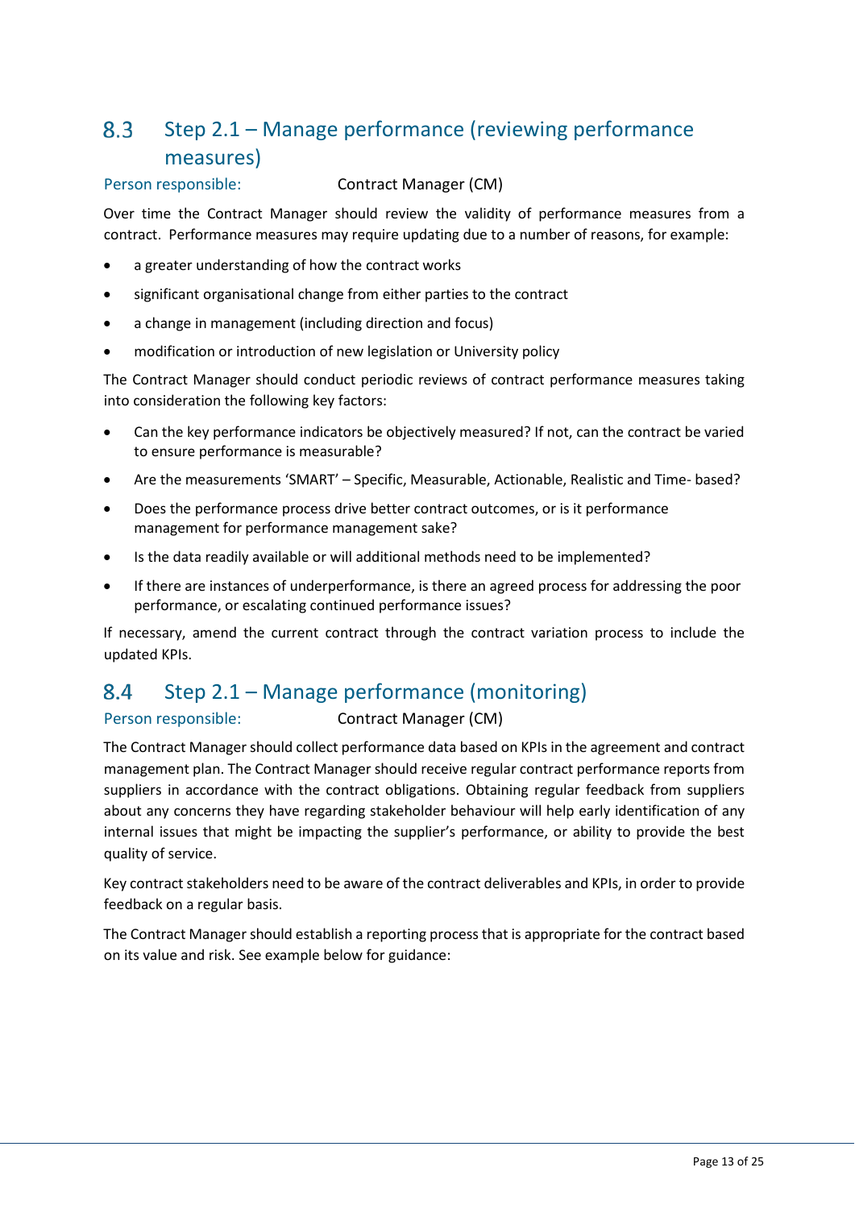## 8.3 Step 2.1 – Manage performance (reviewing performance measures)

Person responsible: Contract Manager (CM)

Over time the Contract Manager should review the validity of performance measures from a contract. Performance measures may require updating due to a number of reasons, for example:

- a greater understanding of how the contract works
- significant organisational change from either parties to the contract
- a change in management (including direction and focus)
- modification or introduction of new legislation or University policy

The Contract Manager should conduct periodic reviews of contract performance measures taking into consideration the following key factors:

- Can the key performance indicators be objectively measured? If not, can the contract be varied to ensure performance is measurable?
- Are the measurements 'SMART' – Specific, Measurable, Actionable, Realistic and Time- based?
- Does the performance process drive better contract outcomes, or is it performance management for performance management sake?
- Is the data readily available or will additional methods need to be implemented?
- If there are instances of underperformance, is there an agreed process for addressing the poor performance, or escalating continued performance issues?

If necessary, amend the current contract through the contract variation process to include the updated KPIs.

## 8.4 Step 2.1 – Manage performance (monitoring)

Person responsible: Contract Manager (CM)

The Contract Manager should collect performance data based on KPIs in the agreement and contract management plan. The Contract Manager should receive regular contract performance reports from suppliers in accordance with the contract obligations. Obtaining regular feedback from suppliers about any concerns they have regarding stakeholder behaviour will help early identification of any internal issues that might be impacting the supplier's performance, or ability to provide the best quality of service.

Key contract stakeholders need to be aware of the contract deliverables and KPIs, in order to provide feedback on a regular basis.

The Contract Manager should establish a reporting process that is appropriate for the contract based on its value and risk. See example below for guidance: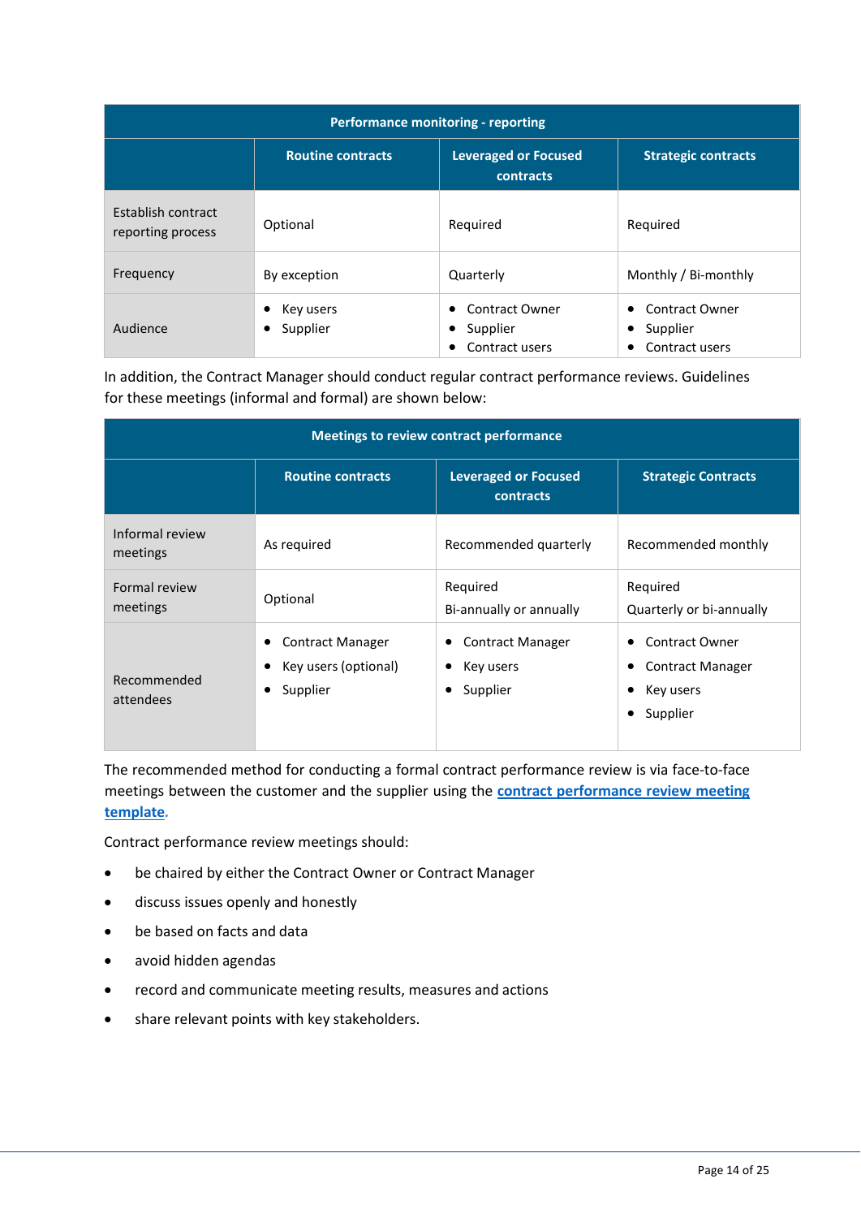| Performance monitoring - reporting | | | |
|---|---|---|---|
| | **Routine contracts** | **Leveraged or Focused contracts** | **Strategic contracts** |
| Establish contract reporting process | Optional | Required | Required |
| Frequency | By exception | Quarterly | Monthly / Bi-monthly |
| Audience | • Key users<br>• Supplier | • Contract Owner<br>• Supplier<br>• Contract users | • Contract Owner<br>• Supplier<br>• Contract users |

In addition, the Contract Manager should conduct regular contract performance reviews. Guidelines for these meetings (informal and formal) are shown below:

| Meetings to review contract performance | | | |
|---|---|---|---|
| | **Routine contracts** | **Leveraged or Focused contracts** | **Strategic Contracts** |
| Informal review meetings | As required | Recommended quarterly | Recommended monthly |
| Formal review meetings | Optional | Required<br>Bi-annually or annually | Required<br>Quarterly or bi-annually |
| Recommended attendees | • Contract Manager<br>• Key users (optional)<br>• Supplier | • Contract Manager<br>• Key users<br>• Supplier | • Contract Owner<br>• Contract Manager<br>• Key users<br>• Supplier |

The recommended method for conducting a formal contract performance review is via face-to-face meetings between the customer and the supplier using the **contract performance review meeting template**.

Contract performance review meetings should:

- be chaired by either the Contract Owner or Contract Manager
- discuss issues openly and honestly
- be based on facts and data
- avoid hidden agendas
- record and communicate meeting results, measures and actions
- share relevant points with key stakeholders.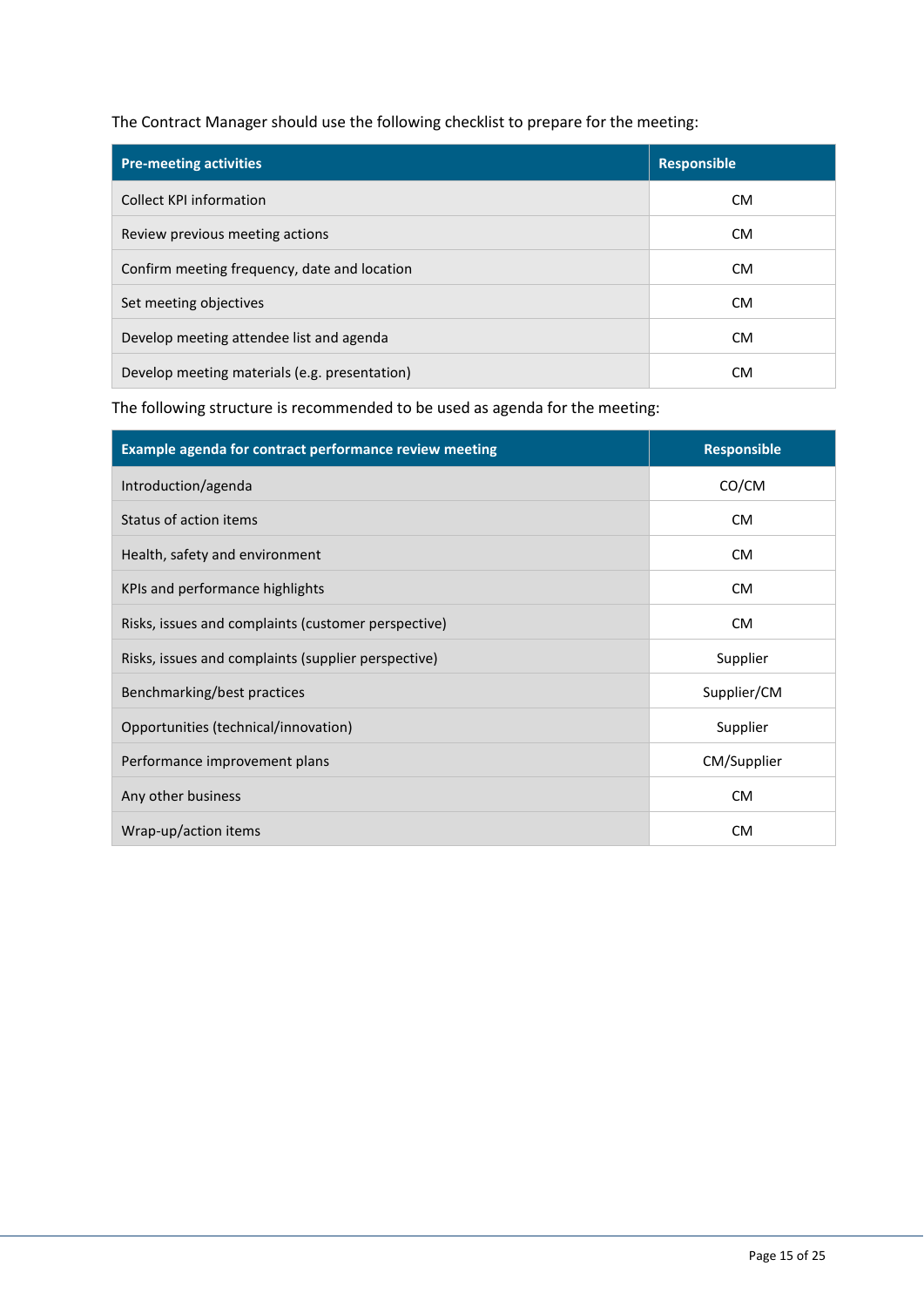The Contract Manager should use the following checklist to prepare for the meeting:

| Pre-meeting activities | Responsible |
|---|---|
| Collect KPI information | CM |
| Review previous meeting actions | CM |
| Confirm meeting frequency, date and location | CM |
| Set meeting objectives | CM |
| Develop meeting attendee list and agenda | CM |
| Develop meeting materials (e.g. presentation) | CM |

The following structure is recommended to be used as agenda for the meeting:

| Example agenda for contract performance review meeting | Responsible |
|---|---|
| Introduction/agenda | CO/CM |
| Status of action items | CM |
| Health, safety and environment | CM |
| KPIs and performance highlights | CM |
| Risks, issues and complaints (customer perspective) | CM |
| Risks, issues and complaints (supplier perspective) | Supplier |
| Benchmarking/best practices | Supplier/CM |
| Opportunities (technical/innovation) | Supplier |
| Performance improvement plans | CM/Supplier |
| Any other business | CM |
| Wrap-up/action items | CM |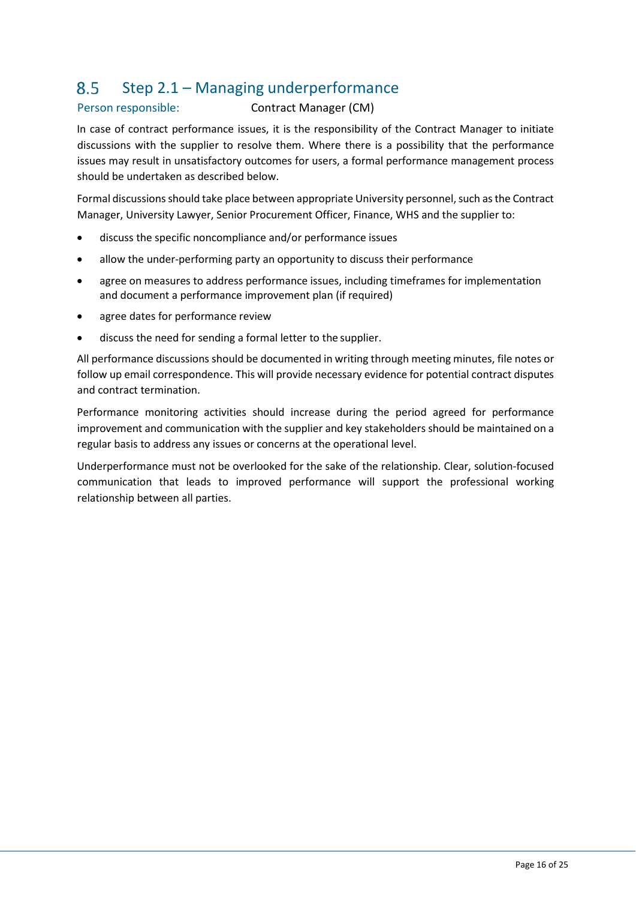## 8.5 Step 2.1 – Managing underperformance

Person responsible: Contract Manager (CM)

In case of contract performance issues, it is the responsibility of the Contract Manager to initiate discussions with the supplier to resolve them. Where there is a possibility that the performance issues may result in unsatisfactory outcomes for users, a formal performance management process should be undertaken as described below.

Formal discussions should take place between appropriate University personnel, such as the Contract Manager, University Lawyer, Senior Procurement Officer, Finance, WHS and the supplier to:

- discuss the specific noncompliance and/or performance issues
- allow the under-performing party an opportunity to discuss their performance
- agree on measures to address performance issues, including timeframes for implementation and document a performance improvement plan (if required)
- agree dates for performance review
- discuss the need for sending a formal letter to the supplier.

All performance discussions should be documented in writing through meeting minutes, file notes or follow up email correspondence. This will provide necessary evidence for potential contract disputes and contract termination.

Performance monitoring activities should increase during the period agreed for performance improvement and communication with the supplier and key stakeholders should be maintained on a regular basis to address any issues or concerns at the operational level.

Underperformance must not be overlooked for the sake of the relationship. Clear, solution-focused communication that leads to improved performance will support the professional working relationship between all parties.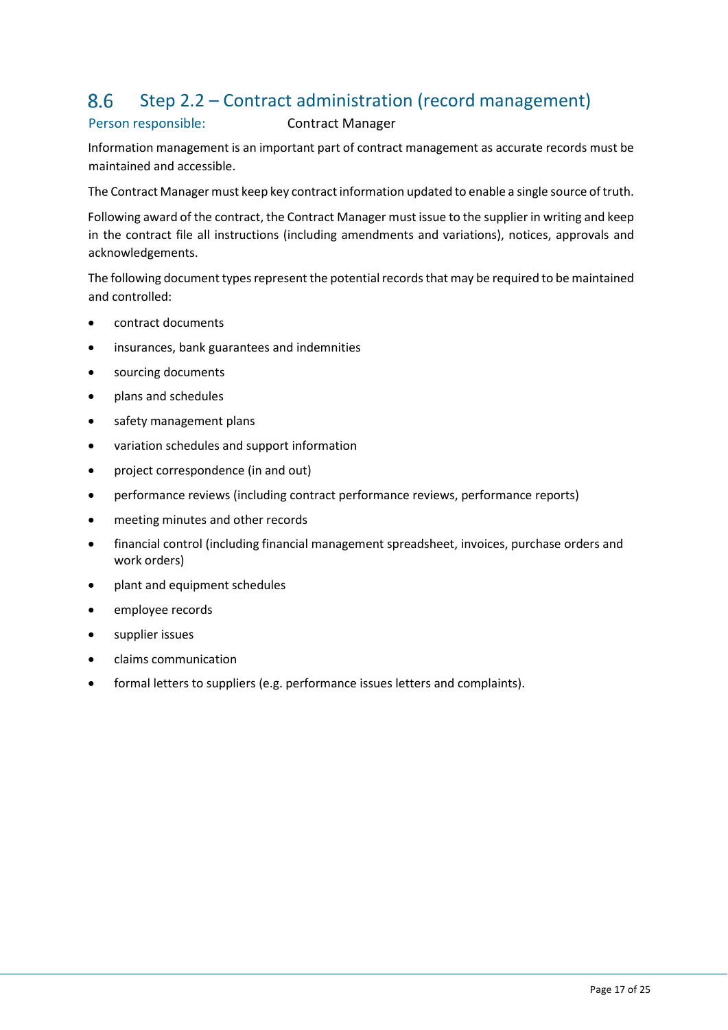## 8.6 Step 2.2 – Contract administration (record management)

Person responsible: Contract Manager

Information management is an important part of contract management as accurate records must be maintained and accessible.

The Contract Manager must keep key contract information updated to enable a single source of truth.

Following award of the contract, the Contract Manager must issue to the supplier in writing and keep in the contract file all instructions (including amendments and variations), notices, approvals and acknowledgements.

The following document types represent the potential records that may be required to be maintained and controlled:

- contract documents
- insurances, bank guarantees and indemnities
- sourcing documents
- plans and schedules
- safety management plans
- variation schedules and support information
- project correspondence (in and out)
- performance reviews (including contract performance reviews, performance reports)
- meeting minutes and other records
- financial control (including financial management spreadsheet, invoices, purchase orders and work orders)
- plant and equipment schedules
- employee records
- supplier issues
- claims communication
- formal letters to suppliers (e.g. performance issues letters and complaints).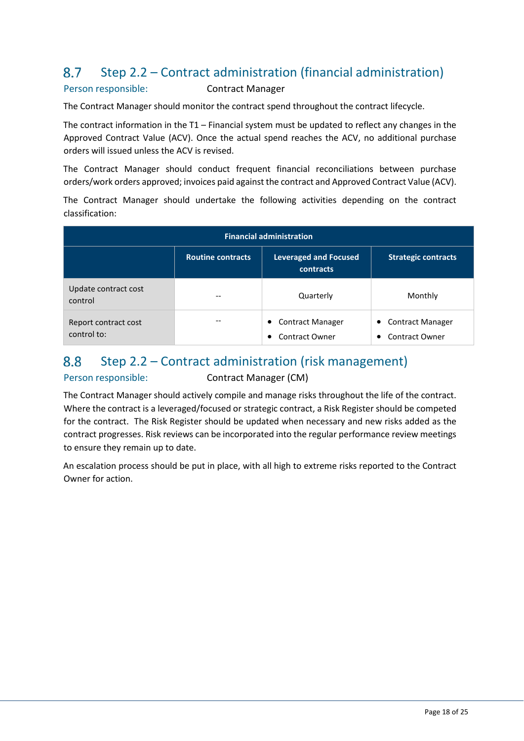## 8.7 Step 2.2 – Contract administration (financial administration)

Person responsible: Contract Manager

The Contract Manager should monitor the contract spend throughout the contract lifecycle.

The contract information in the T1 – Financial system must be updated to reflect any changes in the Approved Contract Value (ACV). Once the actual spend reaches the ACV, no additional purchase orders will issued unless the ACV is revised.

The Contract Manager should conduct frequent financial reconciliations between purchase orders/work orders approved; invoices paid against the contract and Approved Contract Value (ACV).

The Contract Manager should undertake the following activities depending on the contract classification:

| Financial administration | | | |
|---|---|---|---|
| | **Routine contracts** | **Leveraged and Focused contracts** | **Strategic contracts** |
| Update contract cost control | -- | Quarterly | Monthly |
| Report contract cost control to: | -- | • Contract Manager<br>• Contract Owner | • Contract Manager<br>• Contract Owner |

## 8.8 Step 2.2 – Contract administration (risk management)

Person responsible: Contract Manager (CM)

The Contract Manager should actively compile and manage risks throughout the life of the contract. Where the contract is a leveraged/focused or strategic contract, a Risk Register should be competed for the contract. The Risk Register should be updated when necessary and new risks added as the contract progresses. Risk reviews can be incorporated into the regular performance review meetings to ensure they remain up to date.

An escalation process should be put in place, with all high to extreme risks reported to the Contract Owner for action.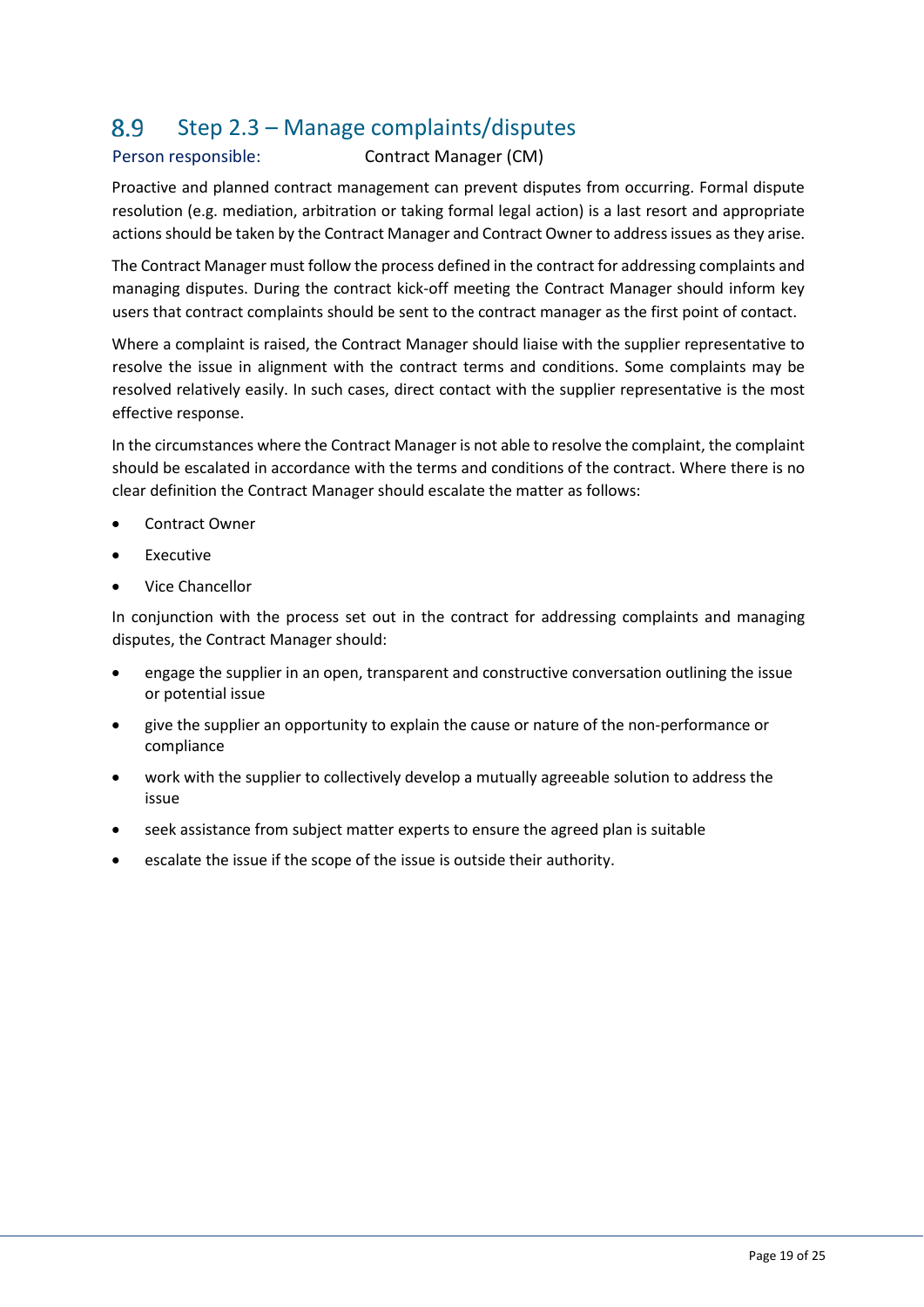## 8.9 Step 2.3 – Manage complaints/disputes

Person responsible: Contract Manager (CM)

Proactive and planned contract management can prevent disputes from occurring. Formal dispute resolution (e.g. mediation, arbitration or taking formal legal action) is a last resort and appropriate actions should be taken by the Contract Manager and Contract Owner to address issues as they arise.

The Contract Manager must follow the process defined in the contract for addressing complaints and managing disputes. During the contract kick-off meeting the Contract Manager should inform key users that contract complaints should be sent to the contract manager as the first point of contact.

Where a complaint is raised, the Contract Manager should liaise with the supplier representative to resolve the issue in alignment with the contract terms and conditions. Some complaints may be resolved relatively easily. In such cases, direct contact with the supplier representative is the most effective response.

In the circumstances where the Contract Manager is not able to resolve the complaint, the complaint should be escalated in accordance with the terms and conditions of the contract. Where there is no clear definition the Contract Manager should escalate the matter as follows:

- Contract Owner
- Executive
- Vice Chancellor

In conjunction with the process set out in the contract for addressing complaints and managing disputes, the Contract Manager should:

- engage the supplier in an open, transparent and constructive conversation outlining the issue or potential issue
- give the supplier an opportunity to explain the cause or nature of the non-performance or compliance
- work with the supplier to collectively develop a mutually agreeable solution to address the issue
- seek assistance from subject matter experts to ensure the agreed plan is suitable
- escalate the issue if the scope of the issue is outside their authority.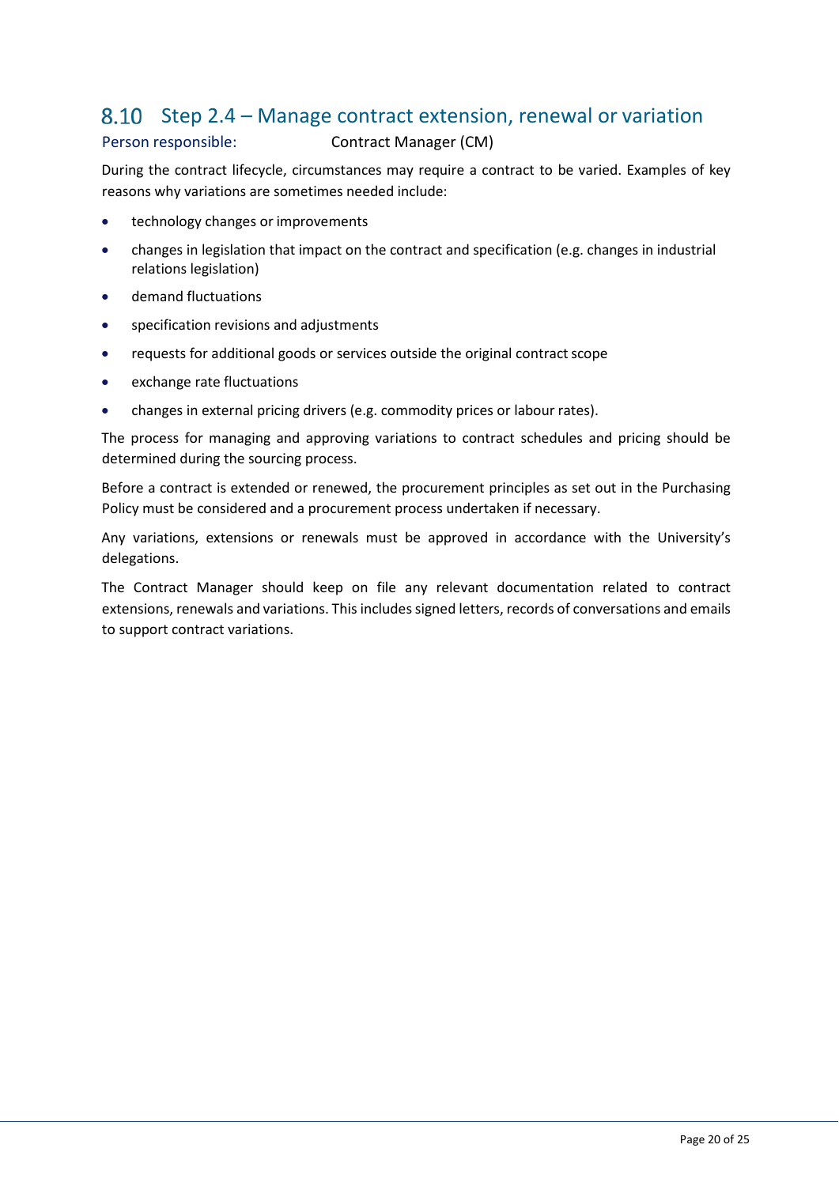## 8.10 Step 2.4 – Manage contract extension, renewal or variation

Person responsible: Contract Manager (CM)

During the contract lifecycle, circumstances may require a contract to be varied. Examples of key reasons why variations are sometimes needed include:

- technology changes or improvements
- changes in legislation that impact on the contract and specification (e.g. changes in industrial relations legislation)
- demand fluctuations
- specification revisions and adjustments
- requests for additional goods or services outside the original contract scope
- exchange rate fluctuations
- changes in external pricing drivers (e.g. commodity prices or labour rates).

The process for managing and approving variations to contract schedules and pricing should be determined during the sourcing process.

Before a contract is extended or renewed, the procurement principles as set out in the Purchasing Policy must be considered and a procurement process undertaken if necessary.

Any variations, extensions or renewals must be approved in accordance with the University's delegations.

The Contract Manager should keep on file any relevant documentation related to contract extensions, renewals and variations. This includes signed letters, records of conversations and emails to support contract variations.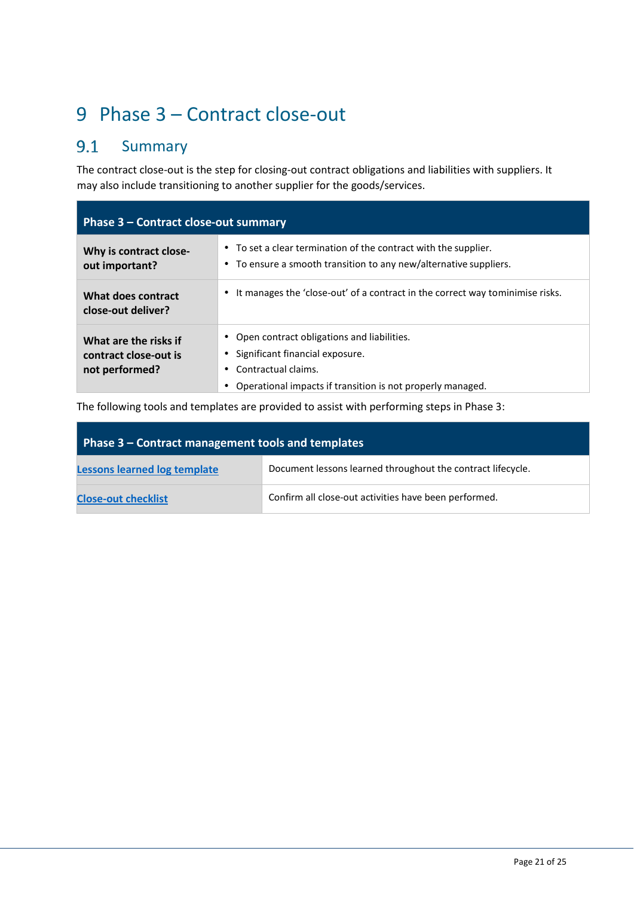# 9 Phase 3 – Contract close-out

## 9.1 Summary

The contract close-out is the step for closing-out contract obligations and liabilities with suppliers. It may also include transitioning to another supplier for the goods/services.

| Phase 3 – Contract close-out summary | |
|---|---|
| **Why is contract close-out important?** | • To set a clear termination of the contract with the supplier.<br>• To ensure a smooth transition to any new/alternative suppliers. |
| **What does contract close-out deliver?** | • It manages the 'close-out' of a contract in the correct way tominimise risks. |
| **What are the risks if contract close-out is not performed?** | • Open contract obligations and liabilities.<br>• Significant financial exposure.<br>• Contractual claims.<br>• Operational impacts if transition is not properly managed. |

The following tools and templates are provided to assist with performing steps in Phase 3:

| Phase 3 – Contract management tools and templates | |
|---|---|
| **Lessons learned log template** | Document lessons learned throughout the contract lifecycle. |
| **Close-out checklist** | Confirm all close-out activities have been performed. |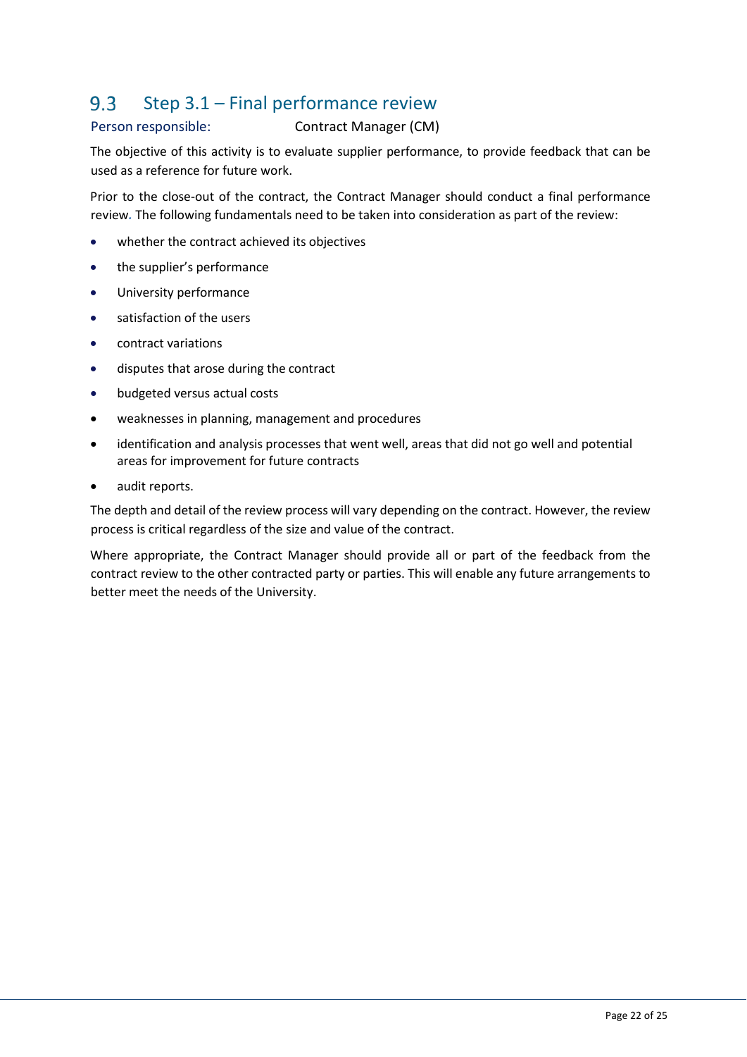## 9.3 Step 3.1 – Final performance review

Person responsible: Contract Manager (CM)

The objective of this activity is to evaluate supplier performance, to provide feedback that can be used as a reference for future work.

Prior to the close-out of the contract, the Contract Manager should conduct a final performance review. The following fundamentals need to be taken into consideration as part of the review:

- whether the contract achieved its objectives
- the supplier's performance
- University performance
- satisfaction of the users
- contract variations
- disputes that arose during the contract
- budgeted versus actual costs
- weaknesses in planning, management and procedures
- identification and analysis processes that went well, areas that did not go well and potential areas for improvement for future contracts
- audit reports.

The depth and detail of the review process will vary depending on the contract. However, the review process is critical regardless of the size and value of the contract.

Where appropriate, the Contract Manager should provide all or part of the feedback from the contract review to the other contracted party or parties. This will enable any future arrangements to better meet the needs of the University.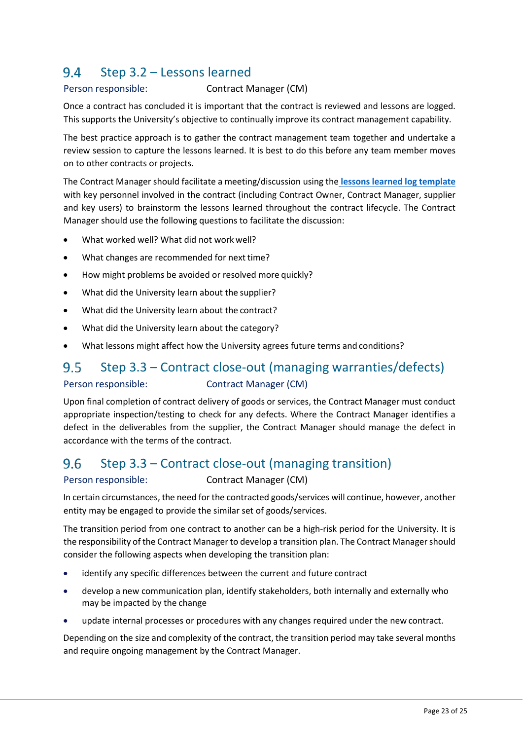## 9.4 Step 3.2 – Lessons learned

Person responsible: Contract Manager (CM)

Once a contract has concluded it is important that the contract is reviewed and lessons are logged. This supports the University's objective to continually improve its contract management capability.

The best practice approach is to gather the contract management team together and undertake a review session to capture the lessons learned. It is best to do this before any team member moves on to other contracts or projects.

The Contract Manager should facilitate a meeting/discussion using the **lessons learned log template** with key personnel involved in the contract (including Contract Owner, Contract Manager, supplier and key users) to brainstorm the lessons learned throughout the contract lifecycle. The Contract Manager should use the following questions to facilitate the discussion:

- What worked well? What did not work well?
- What changes are recommended for next time?
- How might problems be avoided or resolved more quickly?
- What did the University learn about the supplier?
- What did the University learn about the contract?
- What did the University learn about the category?
- What lessons might affect how the University agrees future terms and conditions?

## 9.5 Step 3.3 – Contract close-out (managing warranties/defects)

Person responsible: Contract Manager (CM)

Upon final completion of contract delivery of goods or services, the Contract Manager must conduct appropriate inspection/testing to check for any defects. Where the Contract Manager identifies a defect in the deliverables from the supplier, the Contract Manager should manage the defect in accordance with the terms of the contract.

## 9.6 Step 3.3 – Contract close-out (managing transition)

Person responsible: Contract Manager (CM)

In certain circumstances, the need for the contracted goods/services will continue, however, another entity may be engaged to provide the similar set of goods/services.

The transition period from one contract to another can be a high-risk period for the University. It is the responsibility of the Contract Manager to develop a transition plan. The Contract Manager should consider the following aspects when developing the transition plan:

- identify any specific differences between the current and future contract
- develop a new communication plan, identify stakeholders, both internally and externally who may be impacted by the change
- update internal processes or procedures with any changes required under the new contract.

Depending on the size and complexity of the contract, the transition period may take several months and require ongoing management by the Contract Manager.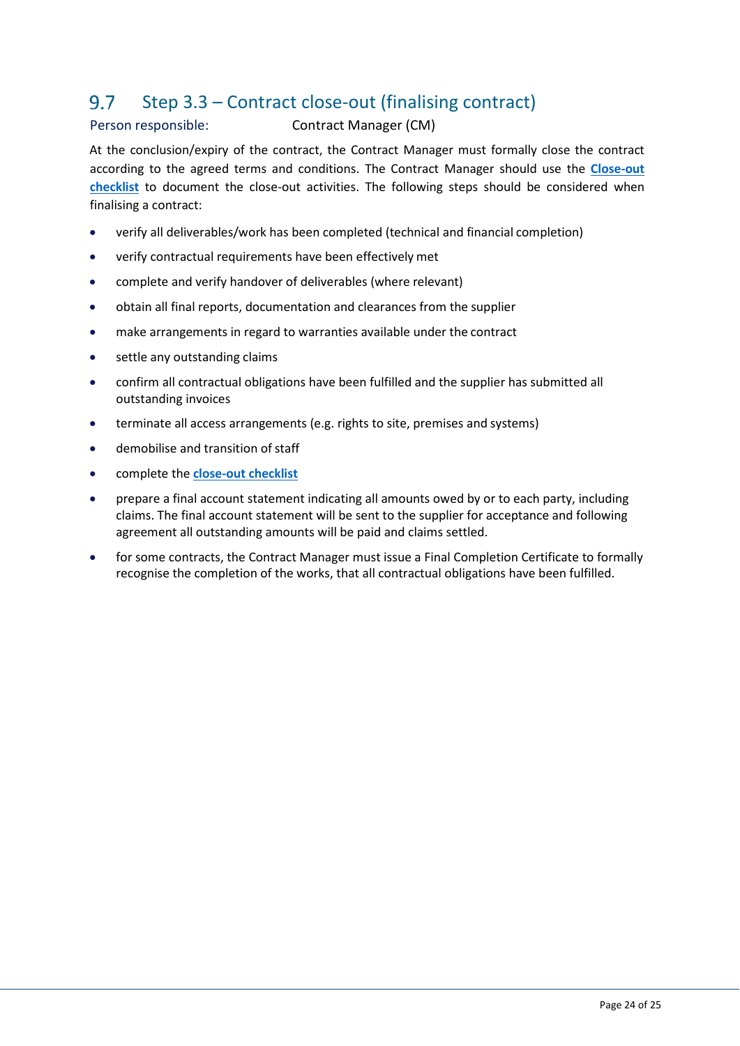## 9.7 Step 3.3 – Contract close-out (finalising contract)

Person responsible: Contract Manager (CM)

At the conclusion/expiry of the contract, the Contract Manager must formally close the contract according to the agreed terms and conditions. The Contract Manager should use the **Close-out checklist** to document the close-out activities. The following steps should be considered when finalising a contract:

- verify all deliverables/work has been completed (technical and financial completion)
- verify contractual requirements have been effectively met
- complete and verify handover of deliverables (where relevant)
- obtain all final reports, documentation and clearances from the supplier
- make arrangements in regard to warranties available under the contract
- settle any outstanding claims
- confirm all contractual obligations have been fulfilled and the supplier has submitted all outstanding invoices
- terminate all access arrangements (e.g. rights to site, premises and systems)
- demobilise and transition of staff
- complete the **close-out checklist**
- prepare a final account statement indicating all amounts owed by or to each party, including claims. The final account statement will be sent to the supplier for acceptance and following agreement all outstanding amounts will be paid and claims settled.
- for some contracts, the Contract Manager must issue a Final Completion Certificate to formally recognise the completion of the works, that all contractual obligations have been fulfilled.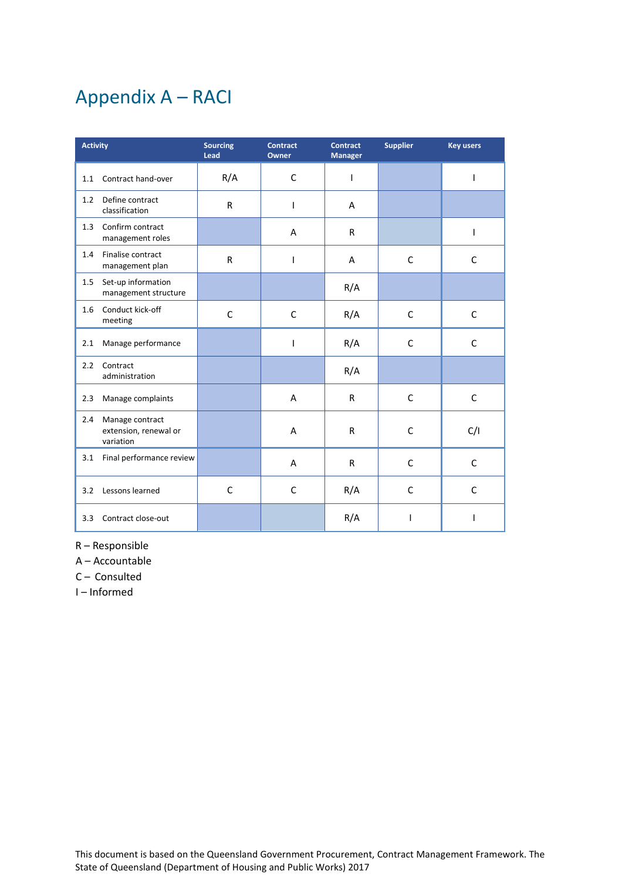# Appendix A – RACI

| Activity | Sourcing Lead | Contract Owner | Contract Manager | Supplier | Key users |
|---|---|---|---|---|---|
| 1.1 Contract hand-over | R/A | C | I | | I |
| 1.2 Define contract classification | R | I | A | | |
| 1.3 Confirm contract management roles | | A | R | | I |
| 1.4 Finalise contract management plan | R | I | A | C | C |
| 1.5 Set-up information management structure | | | R/A | | |
| 1.6 Conduct kick-off meeting | C | C | R/A | C | C |
| 2.1 Manage performance | | I | R/A | C | C |
| 2.2 Contract administration | | | R/A | | |
| 2.3 Manage complaints | | A | R | C | C |
| 2.4 Manage contract extension, renewal or variation | | A | R | C | C/I |
| 3.1 Final performance review | | A | R | C | C |
| 3.2 Lessons learned | C | C | R/A | C | C |
| 3.3 Contract close-out | | | R/A | I | I |

R – Responsible
A – Accountable
C – Consulted
I – Informed

This document is based on the Queensland Government Procurement, Contract Management Framework. The State of Queensland (Department of Housing and Public Works) 2017